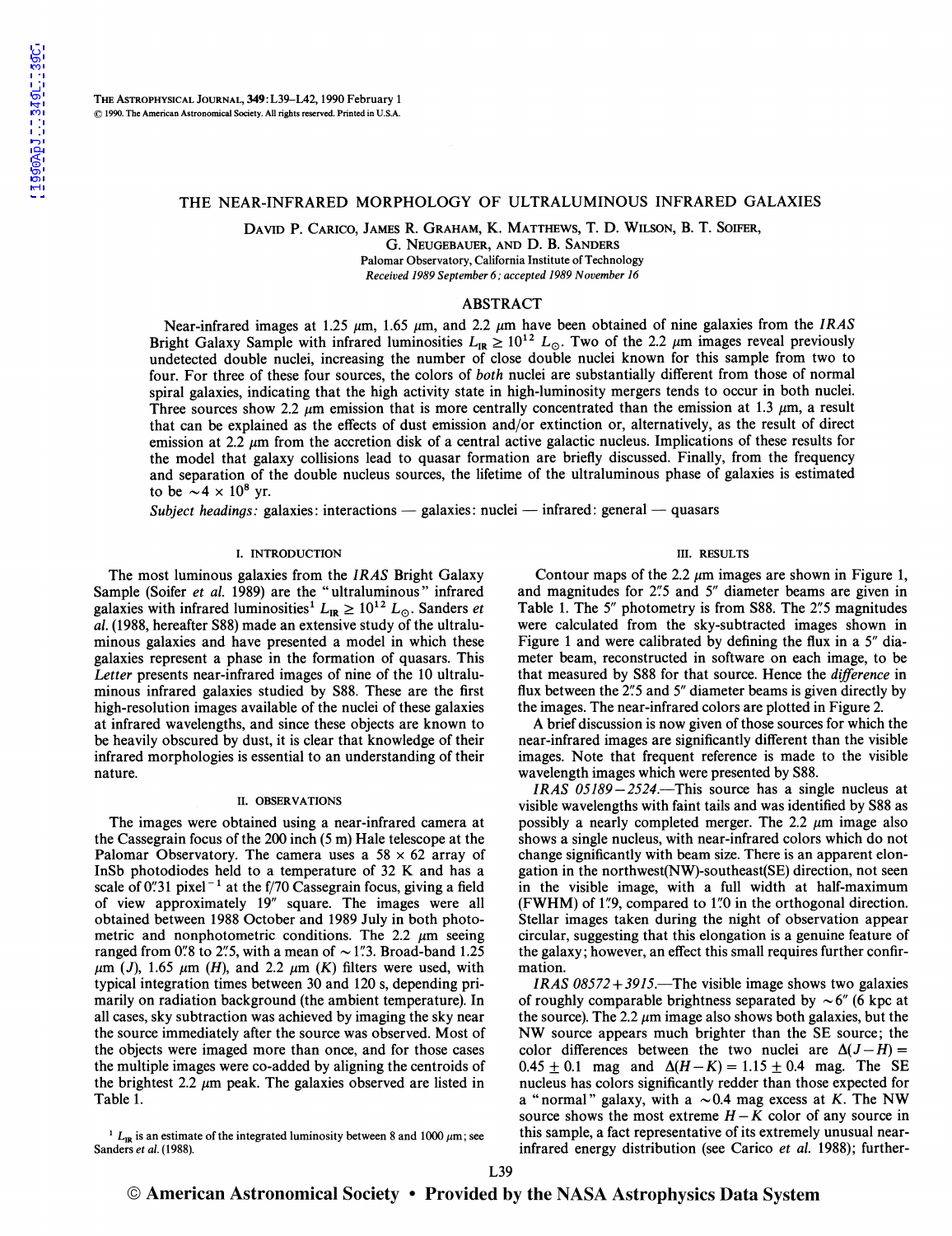# THE NEAR-INFRARED MORPHOLOGY OF ULTRALUMINOUS INFRARED GALAXIES

DAVID P. CARICO, JAMES R. GRAHAM, K. MATTHEWS, T. D. WILSON, B. T. SOIFER, G. NEUGEBAUER, AND D. B. SANDERS

Palomar Observatory, California Institute of Technology

*Received 1989 September 6; accepted 1989 November 16*

## ABSTRACT

Near-infrared images at 1.25 μm, 1.65 μm, and 2.2 μm have been obtained of nine galaxies from the *IRAS* Bright Galaxy Sample with infrared luminosities $L_{IR} \geq 10^{12}\ L_\odot$. Two of the 2.2 μm images reveal previously undetected double nuclei, increasing the number of close double nuclei known for this sample from two to four. For three of these four sources, the colors of *both* nuclei are substantially different from those of normal spiral galaxies, indicating that the high activity state in high-luminosity mergers tends to occur in both nuclei. Three sources show 2.2 μm emission that is more centrally concentrated than the emission at 1.3 μm, a result that can be explained as the effects of dust emission and/or extinction or, alternatively, as the result of direct emission at 2.2 μm from the accretion disk of a central active galactic nucleus. Implications of these results for the model that galaxy collisions lead to quasar formation are briefly discussed. Finally, from the frequency and separation of the double nucleus sources, the lifetime of the ultraluminous phase of galaxies is estimated to be $\sim 4 \times 10^8$ yr.

*Subject headings:* galaxies: interactions — galaxies: nuclei — infrared: general — quasars

## I. INTRODUCTION

The most luminous galaxies from the *IRAS* Bright Galaxy Sample (Soifer *et al.* 1989) are the "ultraluminous" infrared galaxies with infrared luminosities[1] $L_{IR} \geq 10^{12}\ L_\odot$. Sanders *et al.* (1988, hereafter S88) made an extensive study of the ultraluminous galaxies and have presented a model in which these galaxies represent a phase in the formation of quasars. This *Letter* presents near-infrared images of nine of the 10 ultraluminous infrared galaxies studied by S88. These are the first high-resolution images available of the nuclei of these galaxies at infrared wavelengths, and since these objects are known to be heavily obscured by dust, it is clear that knowledge of their infrared morphologies is essential to an understanding of their nature.

## II. OBSERVATIONS

The images were obtained using a near-infrared camera at the Cassegrain focus of the 200 inch (5 m) Hale telescope at the Palomar Observatory. The camera uses a 58 × 62 array of InSb photodiodes held to a temperature of 32 K and has a scale of 0".31 pixel$^{-1}$ at the f/70 Cassegrain focus, giving a field of view approximately 19" square. The images were all obtained between 1988 October and 1989 July in both photometric and nonphotometric conditions. The 2.2 μm seeing ranged from 0".8 to 2".5, with a mean of ~1".3. Broad-band 1.25 μm (*J*), 1.65 μm (*H*), and 2.2 μm (*K*) filters were used, with typical integration times between 30 and 120 s, depending primarily on radiation background (the ambient temperature). In all cases, sky subtraction was achieved by imaging the sky near the source immediately after the source was observed. Most of the objects were imaged more than once, and for those cases the multiple images were co-added by aligning the centroids of the brightest 2.2 μm peak. The galaxies observed are listed in Table 1.

[1] $L_{IR}$ is an estimate of the integrated luminosity between 8 and 1000 μm; see Sanders *et al.* (1988).

## III. RESULTS

Contour maps of the 2.2 μm images are shown in Figure 1, and magnitudes for 2".5 and 5" diameter beams are given in Table 1. The 5" photometry is from S88. The 2".5 magnitudes were calculated from the sky-subtracted images shown in Figure 1 and were calibrated by defining the flux in a 5" diameter beam, reconstructed in software on each image, to be that measured by S88 for that source. Hence the *difference* in flux between the 2".5 and 5" diameter beams is given directly by the images. The near-infrared colors are plotted in Figure 2.

A brief discussion is now given of those sources for which the near-infrared images are significantly different than the visible images. Note that frequent reference is made to the visible wavelength images which were presented by S88.

*IRAS 05189−2524*.—This source has a single nucleus at visible wavelengths with faint tails and was identified by S88 as possibly a nearly completed merger. The 2.2 μm image also shows a single nucleus, with near-infrared colors which do not change significantly with beam size. There is an apparent elongation in the northwest(NW)-southeast(SE) direction, not seen in the visible image, with a full width at half-maximum (FWHM) of 1".9, compared to 1".0 in the orthogonal direction. Stellar images taken during the night of observation appear circular, suggesting that this elongation is a genuine feature of the galaxy; however, an effect this small requires further confirmation.

*IRAS 08572+3915*.—The visible image shows two galaxies of roughly comparable brightness separated by ~6" (6 kpc at the source). The 2.2 μm image also shows both galaxies, but the NW source appears much brighter than the SE source; the color differences between the two nuclei are $\Delta(J-H) = 0.45 \pm 0.1$ mag and $\Delta(H-K) = 1.15 \pm 0.4$ mag. The SE nucleus has colors significantly redder than those expected for a "normal" galaxy, with a ~0.4 mag excess at *K*. The NW source shows the most extreme $H-K$ color of any source in this sample, a fact representative of its extremely unusual near-infrared energy distribution (see Carico *et al.* 1988); further-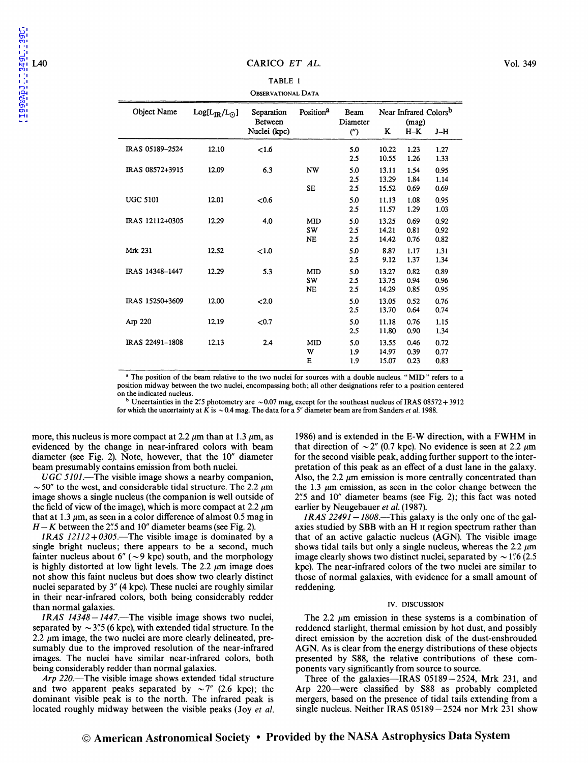TABLE 1

OBSERVATIONAL DATA

| Object Name | $\log[L_{IR}/L_\odot]$ | Separation Between Nuclei (kpc) | Position[a] | Beam Diameter (″) | Near Infrared Colors[b] (mag) K | H–K | J–H |
|---|---|---|---|---|---|---|---|
| IRAS 05189–2524 | 12.10 | <1.6 | | 5.0 | 10.22 | 1.23 | 1.27 |
| | | | | 2.5 | 10.55 | 1.26 | 1.33 |
| IRAS 08572+3915 | 12.09 | 6.3 | NW | 5.0 | 13.11 | 1.54 | 0.95 |
| | | | | 2.5 | 13.29 | 1.84 | 1.14 |
| | | | SE | 2.5 | 15.52 | 0.69 | 0.69 |
| UGC 5101 | 12.01 | <0.6 | | 5.0 | 11.13 | 1.08 | 0.95 |
| | | | | 2.5 | 11.57 | 1.29 | 1.03 |
| IRAS 12112+0305 | 12.29 | 4.0 | MID | 5.0 | 13.25 | 0.69 | 0.92 |
| | | | SW | 2.5 | 14.21 | 0.81 | 0.92 |
| | | | NE | 2.5 | 14.42 | 0.76 | 0.82 |
| Mrk 231 | 12.52 | <1.0 | | 5.0 | 8.87 | 1.17 | 1.31 |
| | | | | 2.5 | 9.12 | 1.37 | 1.34 |
| IRAS 14348–1447 | 12.29 | 5.3 | MID | 5.0 | 13.27 | 0.82 | 0.89 |
| | | | SW | 2.5 | 13.75 | 0.94 | 0.96 |
| | | | NE | 2.5 | 14.29 | 0.85 | 0.95 |
| IRAS 15250+3609 | 12.00 | <2.0 | | 5.0 | 13.05 | 0.52 | 0.76 |
| | | | | 2.5 | 13.70 | 0.64 | 0.74 |
| Arp 220 | 12.19 | <0.7 | | 5.0 | 11.18 | 0.76 | 1.15 |
| | | | | 2.5 | 11.80 | 0.90 | 1.34 |
| IRAS 22491–1808 | 12.13 | 2.4 | MID | 5.0 | 13.55 | 0.46 | 0.72 |
| | | | W | 1.9 | 14.97 | 0.39 | 0.77 |
| | | | E | 1.9 | 15.07 | 0.23 | 0.83 |

[a] The position of the beam relative to the two nuclei for sources with a double nucleus. "MID" refers to a position midway between the two nuclei, encompassing both; all other designations refer to a position centered on the indicated nucleus.

[b] Uncertainties in the 2″.5 photometry are ~0.07 mag, except for the southeast nucleus of IRAS 08572+3912 for which the uncertainty at K is ~0.4 mag. The data for a 5″ diameter beam are from Sanders *et al.* 1988.

more, this nucleus is more compact at 2.2 μm than at 1.3 μm, as evidenced by the change in near-infrared colors with beam diameter (see Fig. 2). Note, however, that the 10″ diameter beam presumably contains emission from both nuclei.

*UGC 5101*.—The visible image shows a nearby companion, ~50″ to the west, and considerable tidal structure. The 2.2 μm image shows a single nucleus (the companion is well outside of the field of view of the image), which is more compact at 2.2 μm that at 1.3 μm, as seen in a color difference of almost 0.5 mag in $H-K$ between the 2″.5 and 10″ diameter beams (see Fig. 2).

*IRAS 12112+0305*.—The visible image is dominated by a single bright nucleus; there appears to be a second, much fainter nucleus about 6″ (~9 kpc) south, and the morphology is highly distorted at low light levels. The 2.2 μm image does not show this faint nucleus but does show two clearly distinct nuclei separated by 3″ (4 kpc). These nuclei are roughly similar in their near-infrared colors, both being considerably redder than normal galaxies.

*IRAS 14348−1447*.—The visible image shows two nuclei, separated by ~3″.5 (6 kpc), with extended tidal structure. In the 2.2 μm image, the two nuclei are more clearly delineated, presumably due to the improved resolution of the near-infrared images. The nuclei have similar near-infrared colors, both being considerably redder than normal galaxies.

*Arp 220*.—The visible image shows extended tidal structure and two apparent peaks separated by ~7″ (2.6 kpc); the dominant visible peak is to the north. The infrared peak is located roughly midway between the visible peaks (Joy *et al.* 1986) and is extended in the E-W direction, with a FWHM in that direction of ~2″ (0.7 kpc). No evidence is seen at 2.2 μm for the second visible peak, adding further support to the interpretation of this peak as an effect of a dust lane in the galaxy. Also, the 2.2 μm emission is more centrally concentrated than the 1.3 μm emission, as seen in the color change between the 2″.5 and 10″ diameter beams (see Fig. 2); this fact was noted earlier by Neugebauer *et al.* (1987).

*IRAS 22491−1808*.—This galaxy is the only one of the galaxies studied by SBB with an H II region spectrum rather than that of an active galactic nucleus (AGN). The visible image shows tidal tails but only a single nucleus, whereas the 2.2 μm image clearly shows two distinct nuclei, separated by ~1″.6 (2.5 kpc). The near-infrared colors of the two nuclei are similar to those of normal galaxies, with evidence for a small amount of reddening.

## IV. DISCUSSION

The 2.2 μm emission in these systems is a combination of reddened starlight, thermal emission by hot dust, and possibly direct emission by the accretion disk of the dust-enshrouded AGN. As is clear from the energy distributions of these objects presented by S88, the relative contributions of these components vary significantly from source to source.

Three of the galaxies—IRAS 05189−2524, Mrk 231, and Arp 220—were classified by S88 as probably completed mergers, based on the presence of tidal tails extending from a single nucleus. Neither IRAS 05189−2524 nor Mrk 231 show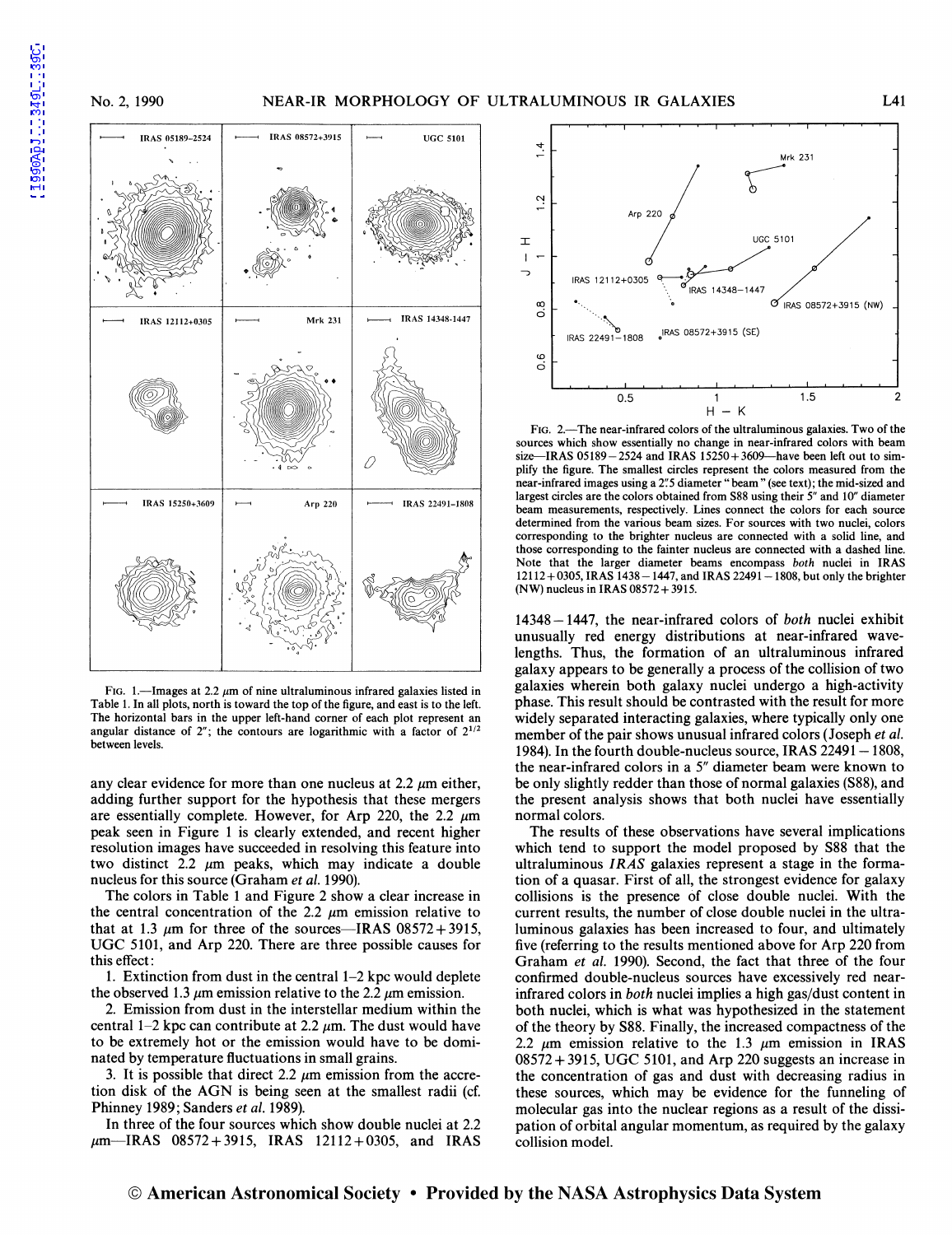FIG. 1.—Images at 2.2 μm of nine ultraluminous infrared galaxies listed in Table 1. In all plots, north is toward the top of the figure, and east is to the left. The horizontal bars in the upper left-hand corner of each plot represent an angular distance of 2"; the contours are logarithmic with a factor of $2^{1/2}$ between levels.

any clear evidence for more than one nucleus at 2.2 μm either, adding further support for the hypothesis that these mergers are essentially complete. However, for Arp 220, the 2.2 μm peak seen in Figure 1 is clearly extended, and recent higher resolution images have succeeded in resolving this feature into two distinct 2.2 μm peaks, which may indicate a double nucleus for this source (Graham *et al.* 1990).

The colors in Table 1 and Figure 2 show a clear increase in the central concentration of the 2.2 μm emission relative to that at 1.3 μm for three of the sources—IRAS 08572+3915, UGC 5101, and Arp 220. There are three possible causes for this effect:

1. Extinction from dust in the central 1–2 kpc would deplete the observed 1.3 μm emission relative to the 2.2 μm emission.
2. Emission from dust in the interstellar medium within the central 1–2 kpc can contribute at 2.2 μm. The dust would have to be extremely hot or the emission would have to be dominated by temperature fluctuations in small grains.
3. It is possible that direct 2.2 μm emission from the accretion disk of the AGN is being seen at the smallest radii (cf. Phinney 1989; Sanders *et al.* 1989).

In three of the four sources which show double nuclei at 2.2 μm—IRAS 08572+3915, IRAS 12112+0305, and IRAS 14348−1447, the near-infrared colors of *both* nuclei exhibit unusually red energy distributions at near-infrared wavelengths. Thus, the formation of an ultraluminous infrared galaxy appears to be generally a process of the collision of two galaxies wherein both galaxy nuclei undergo a high-activity phase. This result should be contrasted with the result for more widely separated interacting galaxies, where typically only one member of the pair shows unusual infrared colors (Joseph *et al.* 1984). In the fourth double-nucleus source, IRAS 22491−1808, the near-infrared colors in a 5" diameter beam were known to be only slightly redder than those of normal galaxies (S88), and the present analysis shows that both nuclei have essentially normal colors.

FIG. 2.—The near-infrared colors of the ultraluminous galaxies. Two of the sources which show essentially no change in near-infrared colors with beam size—IRAS 05189−2524 and IRAS 15250+3609—have been left out to simplify the figure. The smallest circles represent the colors measured from the near-infrared images using a 2".5 diameter "beam" (see text); the mid-sized and largest circles are the colors obtained from S88 using their 5" and 10" diameter beam measurements, respectively. Lines connect the colors for each source determined from the various beam sizes. For sources with two nuclei, colors corresponding to the brighter nucleus are connected with a solid line, and those corresponding to the fainter nucleus are connected with a dashed line. Note that the larger diameter beams encompass *both* nuclei in IRAS 12112+0305, IRAS 1438−1447, and IRAS 22491−1808, but only the brighter (NW) nucleus in IRAS 08572+3915.

The results of these observations have several implications which tend to support the model proposed by S88 that the ultraluminous *IRAS* galaxies represent a stage in the formation of a quasar. First of all, the strongest evidence for galaxy collisions is the presence of close double nuclei. With the current results, the number of close double nuclei in the ultraluminous galaxies has been increased to four, and ultimately five (referring to the results mentioned above for Arp 220 from Graham *et al.* 1990). Second, the fact that three of the four confirmed double-nucleus sources have excessively red near-infrared colors in *both* nuclei implies a high gas/dust content in both nuclei, which is what was hypothesized in the statement of the theory by S88. Finally, the increased compactness of the 2.2 μm emission relative to the 1.3 μm emission in IRAS 08572+3915, UGC 5101, and Arp 220 suggests an increase in the concentration of gas and dust with decreasing radius in these sources, which may be evidence for the funneling of molecular gas into the nuclear regions as a result of the dissipation of orbital angular momentum, as required by the galaxy collision model.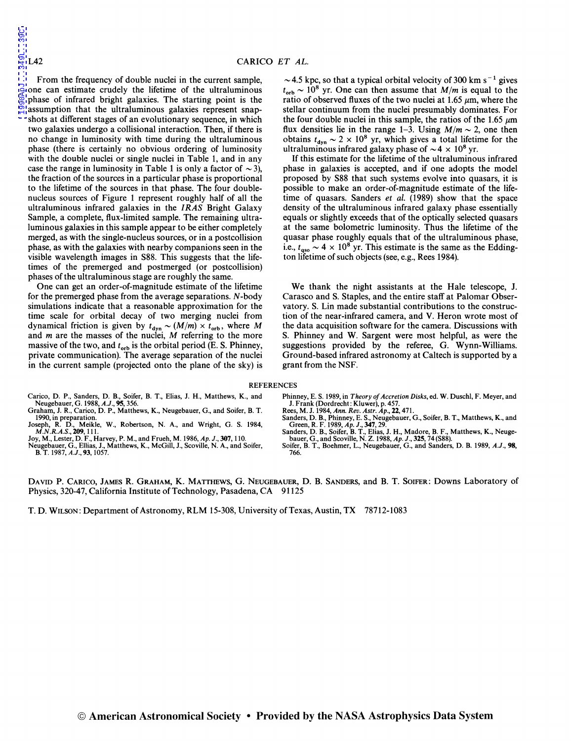From the frequency of double nuclei in the current sample, one can estimate crudely the lifetime of the ultraluminous phase of infrared bright galaxies. The starting point is the assumption that the ultraluminous galaxies represent snapshots at different stages of an evolutionary sequence, in which two galaxies undergo a collisional interaction. Then, if there is no change in luminosity with time during the ultraluminous phase (there is certainly no obvious ordering of luminosity with the double nuclei or single nuclei in Table 1, and in any case the range in luminosity in Table 1 is only a factor of ~3), the fraction of the sources in a particular phase is proportional to the lifetime of the sources in that phase. The four double-nucleus sources of Figure 1 represent roughly half of all the ultraluminous infrared galaxies in the *IRAS* Bright Galaxy Sample, a complete, flux-limited sample. The remaining ultraluminous galaxies in this sample appear to be either completely merged, as with the single-nucleus sources, or in a postcollision phase, as with the galaxies with nearby companions seen in the visible wavelength images in S88. This suggests that the lifetimes of the premerged and postmerged (or postcollision) phases of the ultraluminous stage are roughly the same.

One can get an order-of-magnitude estimate of the lifetime for the premerged phase from the average separations. *N*-body simulations indicate that a reasonable approximation for the time scale for orbital decay of two merging nuclei from dynamical friction is given by $t_{dyn} \sim (M/m) \times t_{orb}$, where $M$ and $m$ are the masses of the nuclei, $M$ referring to the more massive of the two, and $t_{orb}$ is the orbital period (E. S. Phinney, private communication). The average separation of the nuclei in the current sample (projected onto the plane of the sky) is ~4.5 kpc, so that a typical orbital velocity of 300 km s$^{-1}$ gives $t_{orb} \sim 10^8$ yr. One can then assume that $M/m$ is equal to the ratio of observed fluxes of the two nuclei at 1.65 $\mu$m, where the stellar continuum from the nuclei presumably dominates. For the four double nuclei in this sample, the ratios of the 1.65 $\mu$m flux densities lie in the range 1–3. Using $M/m \sim 2$, one then obtains $t_{dyn} \sim 2 \times 10^8$ yr, which gives a total lifetime for the ultraluminous infrared galaxy phase of $\sim 4 \times 10^8$ yr.

If this estimate for the lifetime of the ultraluminous infrared phase in galaxies is accepted, and if one adopts the model proposed by S88 that such systems evolve into quasars, it is possible to make an order-of-magnitude estimate of the lifetime of quasars. Sanders *et al.* (1989) show that the space density of the ultraluminous infrared galaxy phase essentially equals or slightly exceeds that of the optically selected quasars at the same bolometric luminosity. Thus the lifetime of the quasar phase roughly equals that of the ultraluminous phase, i.e., $t_{qso} \sim 4 \times 10^8$ yr. This estimate is the same as the Eddington lifetime of such objects (see, e.g., Rees 1984).

We thank the night assistants at the Hale telescope, J. Carasco and S. Staples, and the entire staff at Palomar Observatory. S. Lin made substantial contributions to the construction of the near-infrared camera, and V. Heron wrote most of the data acquisition software for the camera. Discussions with S. Phinney and W. Sargent were most helpful, as were the suggestions provided by the referee, G. Wynn-Williams. Ground-based infrared astronomy at Caltech is supported by a grant from the NSF.

## REFERENCES

Carico, D. P., Sanders, D. B., Soifer, B. T., Elias, J. H., Matthews, K., and Neugebauer, G. 1988, *A.J.*, **95**, 356.
Graham, J. R., Carico, D. P., Matthews, K., Neugebauer, G., and Soifer, B. T. 1990, in preparation.
Joseph, R. D., Meikle, W., Robertson, N. A., and Wright, G. S. 1984, *M.N.R.A.S.*, **209**, 111.
Joy, M., Lester, D. F., Harvey, P. M., and Frueh, M. 1986, *Ap. J.*, **307**, 110.
Neugebauer, G., Ellias, J., Matthews, K., McGill, J., Scoville, N. A., and Soifer, B. T. 1987, *A.J.*, **93**, 1057.
Phinney, E. S. 1989, in *Theory of Accretion Disks*, ed. W. Duschl, F. Meyer, and J. Frank (Dordrecht: Kluwer), p. 457.
Rees, M. J. 1984, *Ann. Rev. Astr. Ap.*, **22**, 471.
Sanders, D. B., Phinney, E. S., Neugebauer, G., Soifer, B. T., Matthews, K., and Green, R. F. 1989, *Ap. J.*, **347**, 29.
Sanders, D. B., Soifer, B. T., Elias, J. H., Madore, B. F., Matthews, K., Neugebauer, G., and Scoville, N. Z. 1988, *Ap. J.*, **325**, 74 (S88).
Soifer, B. T., Boehmer, L., Neugebauer, G., and Sanders, D. B. 1989, *A.J.*, **98**, 766.

David P. Carico, James R. Graham, K. Matthews, G. Neugebauer, D. B. Sanders, and B. T. Soifer: Downs Laboratory of Physics, 320-47, California Institute of Technology, Pasadena, CA 91125

T. D. Wilson: Department of Astronomy, RLM 15-308, University of Texas, Austin, TX 78712-1083